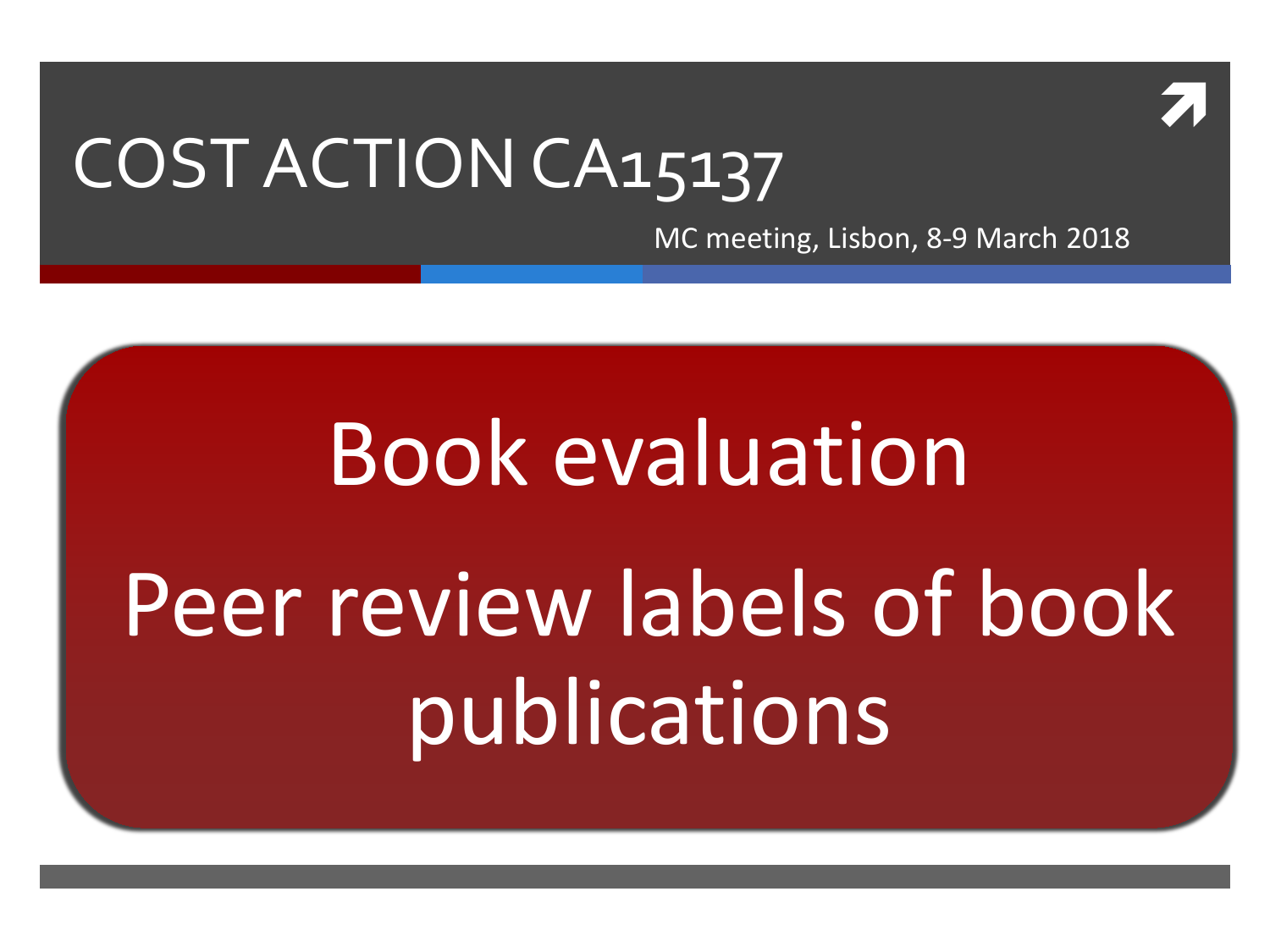# COST ACTION CA15137

MC meeting, Lisbon, 8-9 March 2018

## Book evaluation

## Peer review labels of book publications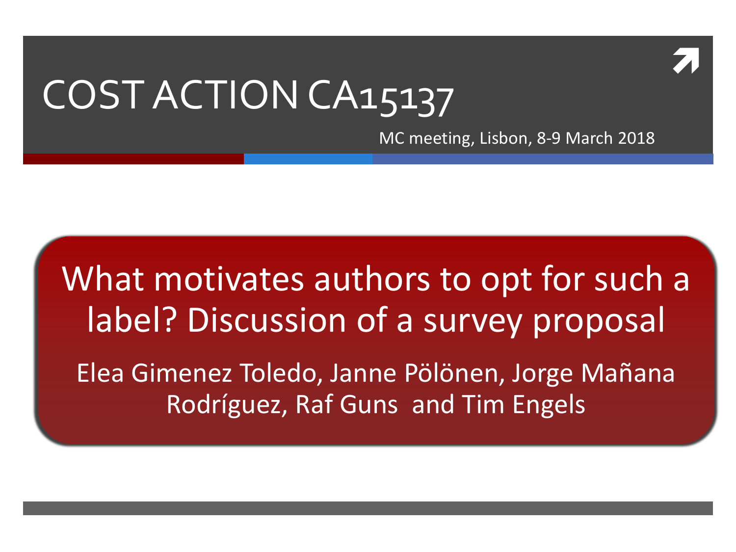# COST ACTION CA15137

MC meeting, Lisbon, 8-9 March 2018

## What motivates authors to opt for such a label? Discussion of a survey proposal

Elea Gimenez Toledo, Janne Pölönen, Jorge Mañana Rodríguez, Raf Guns and Tim Engels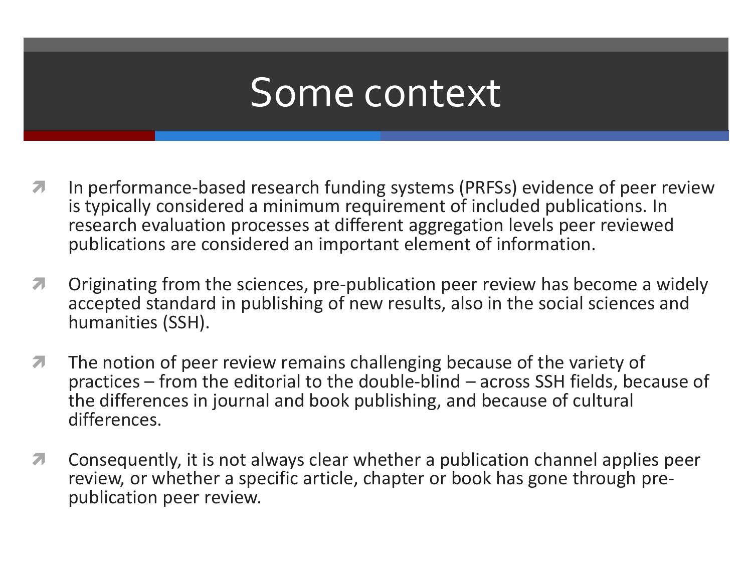# Some context

- In performance-based research funding systems (PRFSs) evidence of peer review is typically considered a minimum requirement of included publications. In research evaluation processes at different aggregation levels peer reviewed publications are considered an important element of information.
- Originating from the sciences, pre-publication peer review has become a widely accepted standard in publishing of new results, also in the social sciences and humanities (SSH).
- The notion of peer review remains challenging because of the variety of practices – from the editorial to the double-blind – across SSH fields, because of the differences in journal and book publishing, and because of cultural differences.
- Consequently, it is not always clear whether a publication channel applies peer review, or whether a specific article, chapter or book has gone through pre-publication peer review.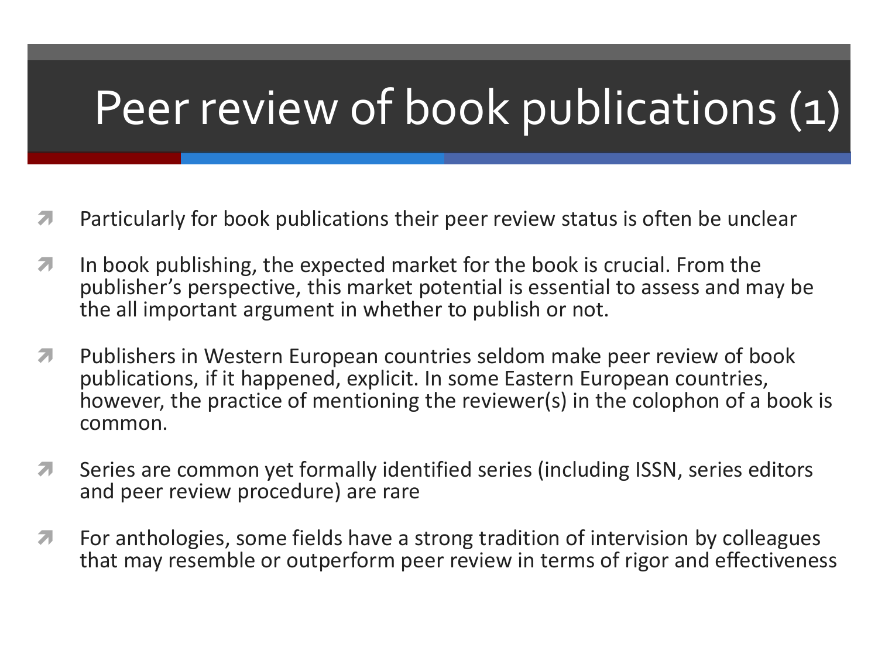# Peer review of book publications (1)

- Particularly for book publications their peer review status is often be unclear
- In book publishing, the expected market for the book is crucial. From the publisher's perspective, this market potential is essential to assess and may be the all important argument in whether to publish or not.
- Publishers in Western European countries seldom make peer review of book publications, if it happened, explicit. In some Eastern European countries, however, the practice of mentioning the reviewer(s) in the colophon of a book is common.
- Series are common yet formally identified series (including ISSN, series editors and peer review procedure) are rare
- For anthologies, some fields have a strong tradition of intervision by colleagues that may resemble or outperform peer review in terms of rigor and effectiveness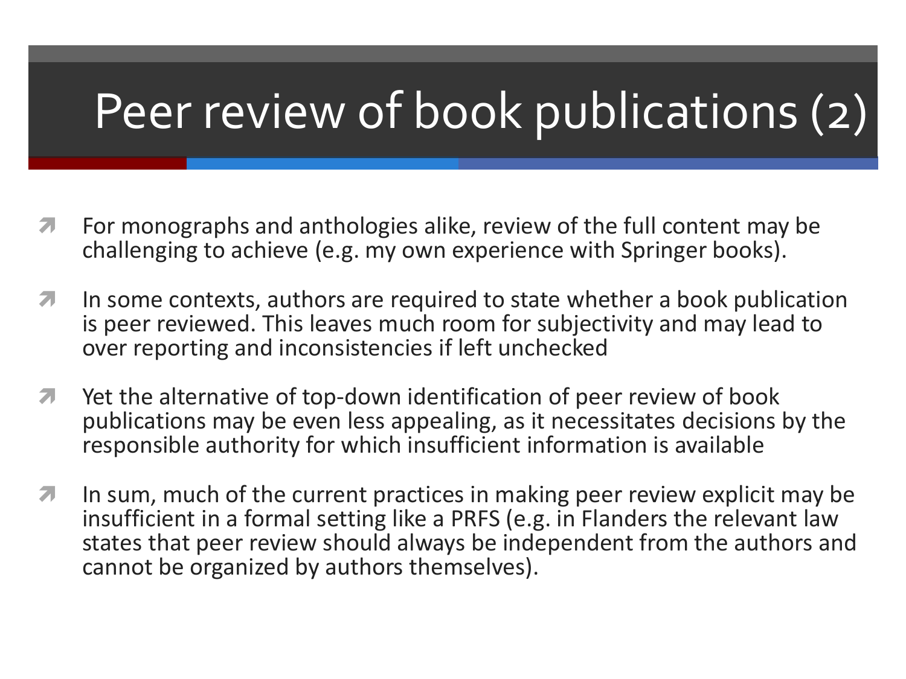# Peer review of book publications (2)

- For monographs and anthologies alike, review of the full content may be challenging to achieve (e.g. my own experience with Springer books).
- In some contexts, authors are required to state whether a book publication is peer reviewed. This leaves much room for subjectivity and may lead to over reporting and inconsistencies if left unchecked
- Yet the alternative of top-down identification of peer review of book publications may be even less appealing, as it necessitates decisions by the responsible authority for which insufficient information is available
- In sum, much of the current practices in making peer review explicit may be insufficient in a formal setting like a PRFS (e.g. in Flanders the relevant law states that peer review should always be independent from the authors and cannot be organized by authors themselves).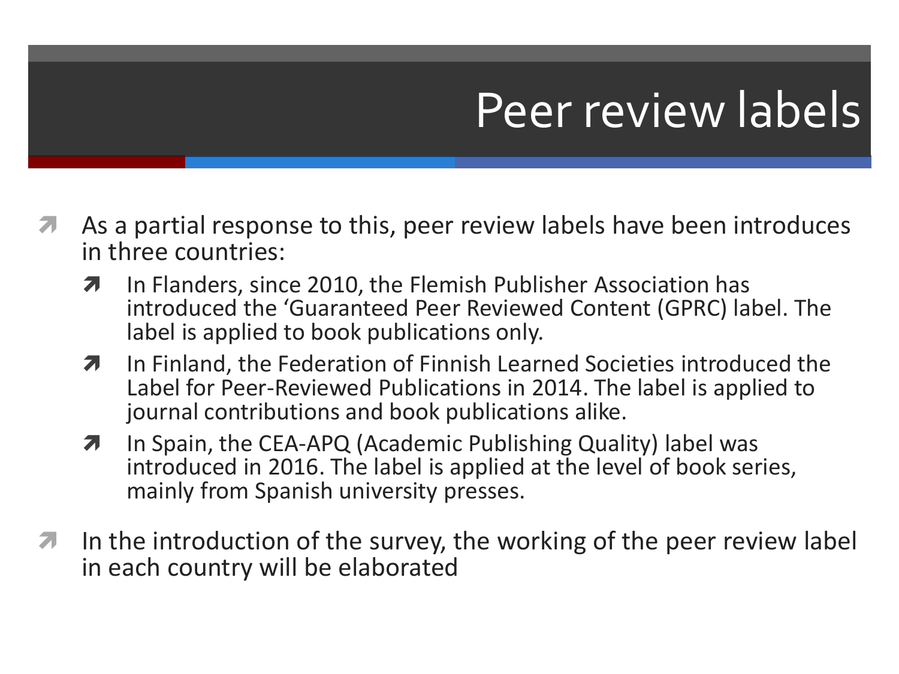# Peer review labels

- As a partial response to this, peer review labels have been introduces in three countries:
  - In Flanders, since 2010, the Flemish Publisher Association has introduced the 'Guaranteed Peer Reviewed Content (GPRC) label. The label is applied to book publications only.
  - In Finland, the Federation of Finnish Learned Societies introduced the Label for Peer-Reviewed Publications in 2014. The label is applied to journal contributions and book publications alike.
  - In Spain, the CEA-APQ (Academic Publishing Quality) label was introduced in 2016. The label is applied at the level of book series, mainly from Spanish university presses.
- In the introduction of the survey, the working of the peer review label in each country will be elaborated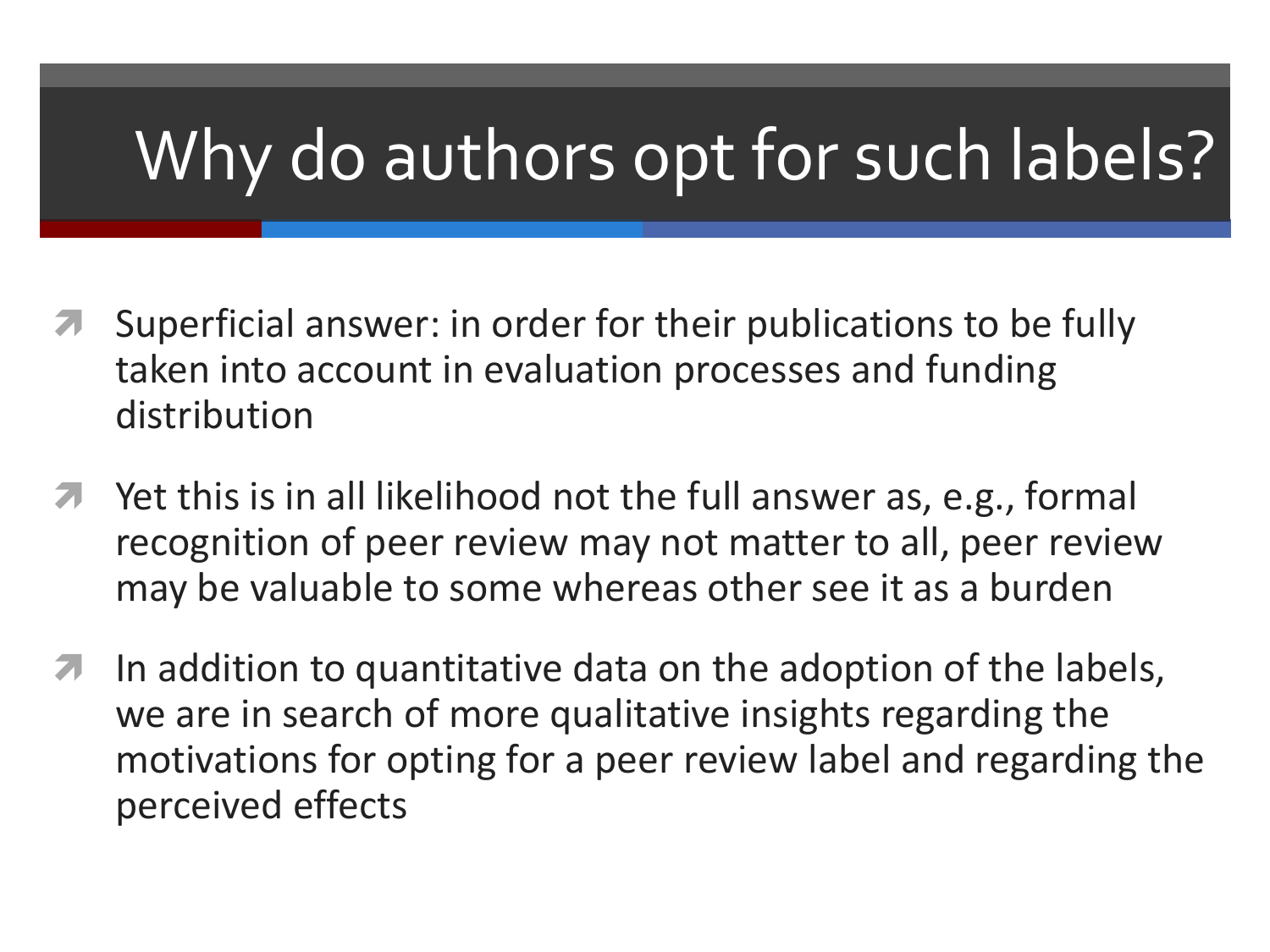# Why do authors opt for such labels?

- Superficial answer: in order for their publications to be fully taken into account in evaluation processes and funding distribution
- Yet this is in all likelihood not the full answer as, e.g., formal recognition of peer review may not matter to all, peer review may be valuable to some whereas other see it as a burden
- In addition to quantitative data on the adoption of the labels, we are in search of more qualitative insights regarding the motivations for opting for a peer review label and regarding the perceived effects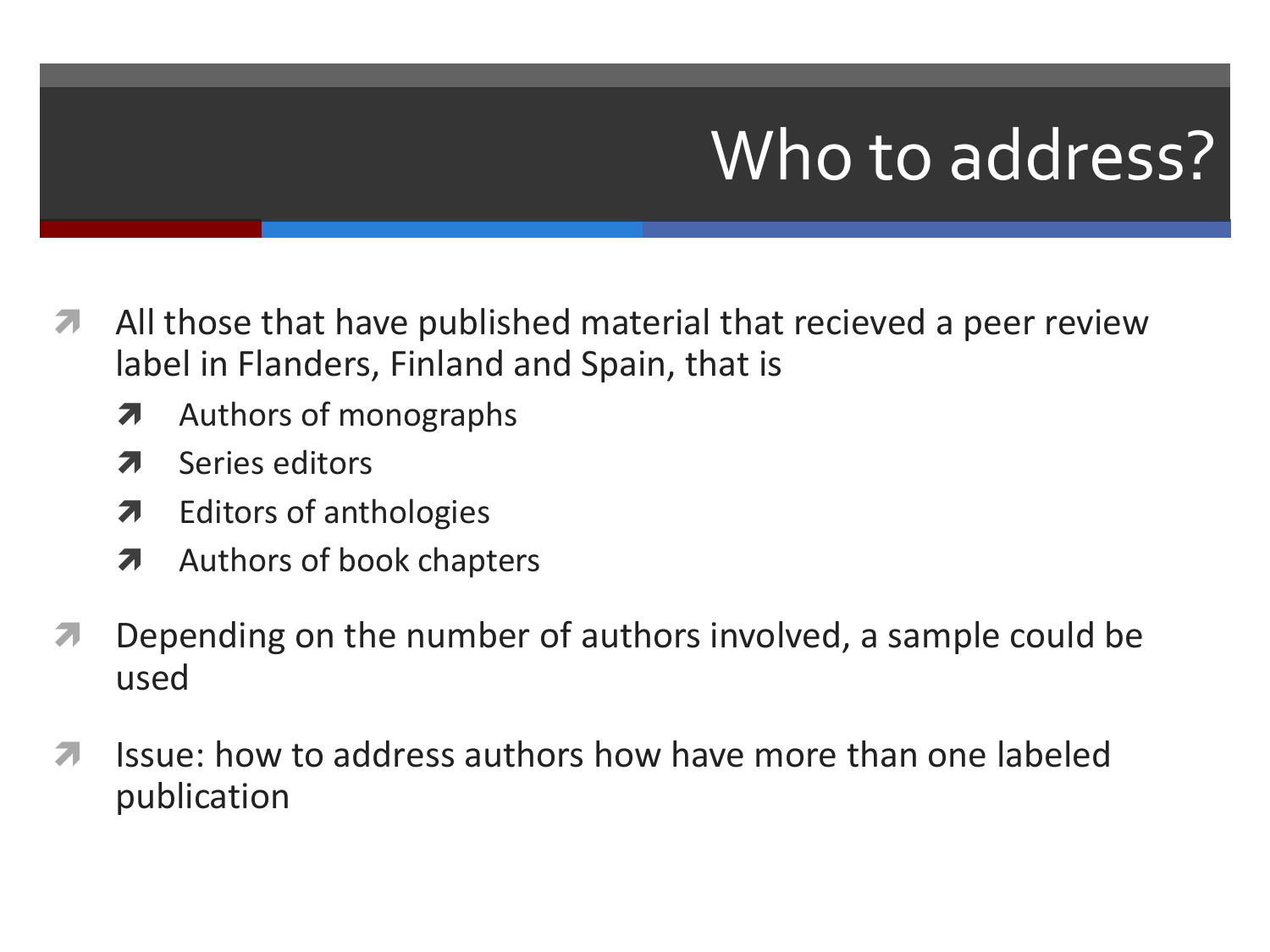# Who to address?

- All those that have published material that recieved a peer review label in Flanders, Finland and Spain, that is
  - Authors of monographs
  - Series editors
  - Editors of anthologies
  - Authors of book chapters
- Depending on the number of authors involved, a sample could be used
- Issue: how to address authors how have more than one labeled publication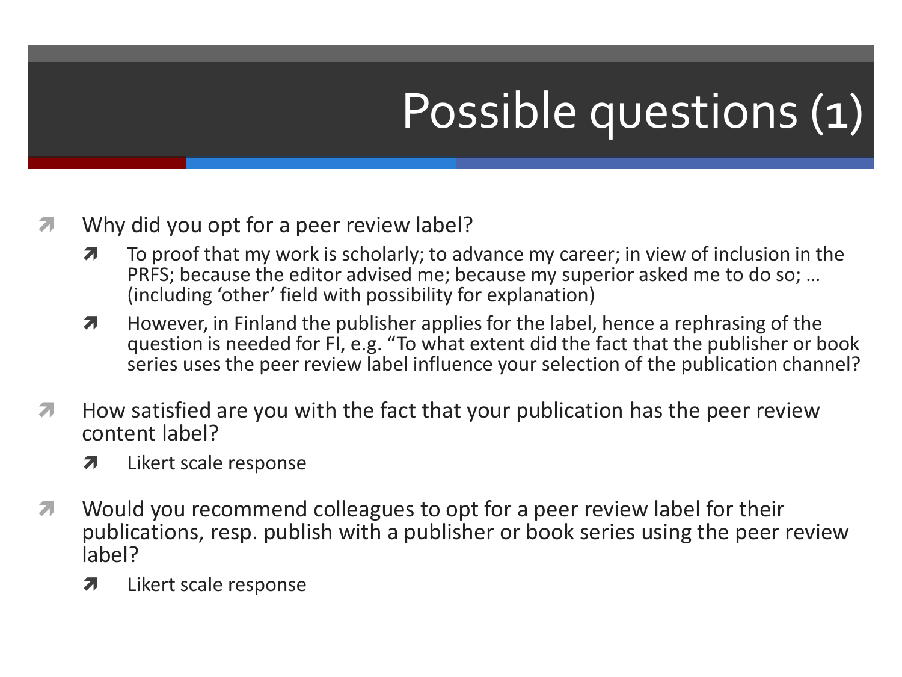# Possible questions (1)

- Why did you opt for a peer review label?
  - To proof that my work is scholarly; to advance my career; in view of inclusion in the PRFS; because the editor advised me; because my superior asked me to do so; … (including 'other' field with possibility for explanation)
  - However, in Finland the publisher applies for the label, hence a rephrasing of the question is needed for FI, e.g. "To what extent did the fact that the publisher or book series uses the peer review label influence your selection of the publication channel?
- How satisfied are you with the fact that your publication has the peer review content label?
  - Likert scale response
- Would you recommend colleagues to opt for a peer review label for their publications, resp. publish with a publisher or book series using the peer review label?
  - Likert scale response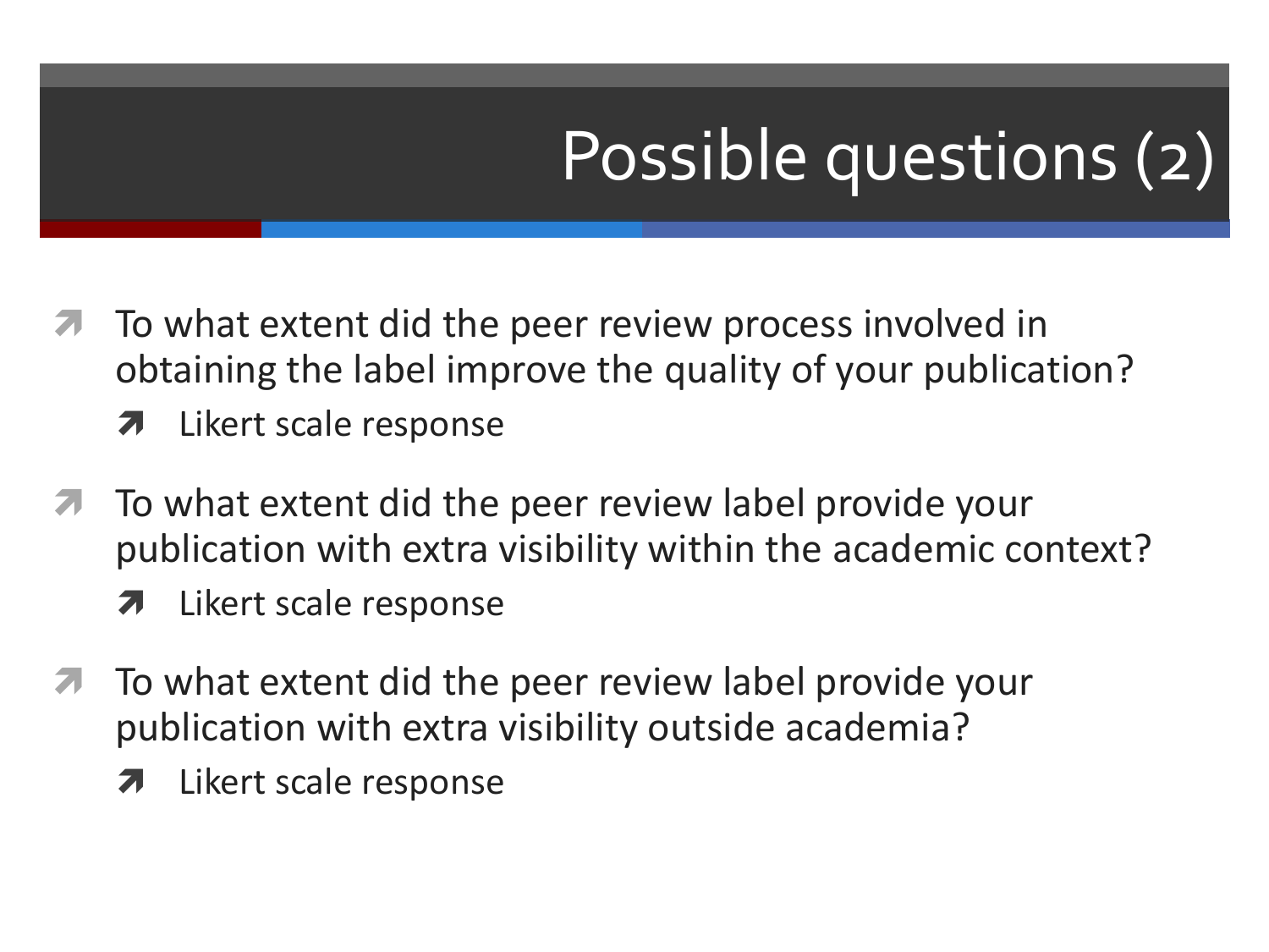# Possible questions (2)

- To what extent did the peer review process involved in obtaining the label improve the quality of your publication?
  - Likert scale response
- To what extent did the peer review label provide your publication with extra visibility within the academic context?
  - Likert scale response
- To what extent did the peer review label provide your publication with extra visibility outside academia?
  - Likert scale response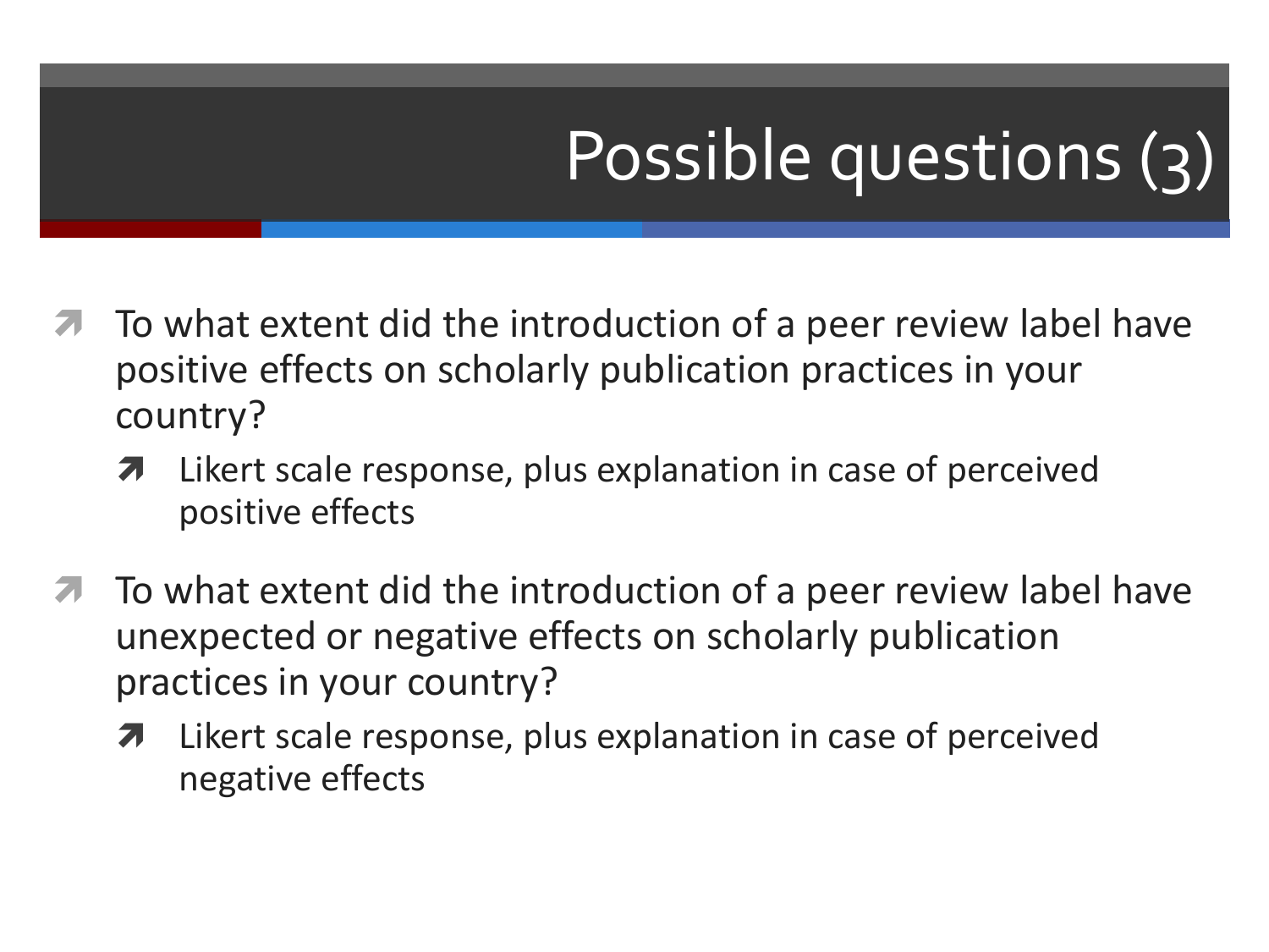# Possible questions (3)

- To what extent did the introduction of a peer review label have positive effects on scholarly publication practices in your country?
  - Likert scale response, plus explanation in case of perceived positive effects
- To what extent did the introduction of a peer review label have unexpected or negative effects on scholarly publication practices in your country?
  - Likert scale response, plus explanation in case of perceived negative effects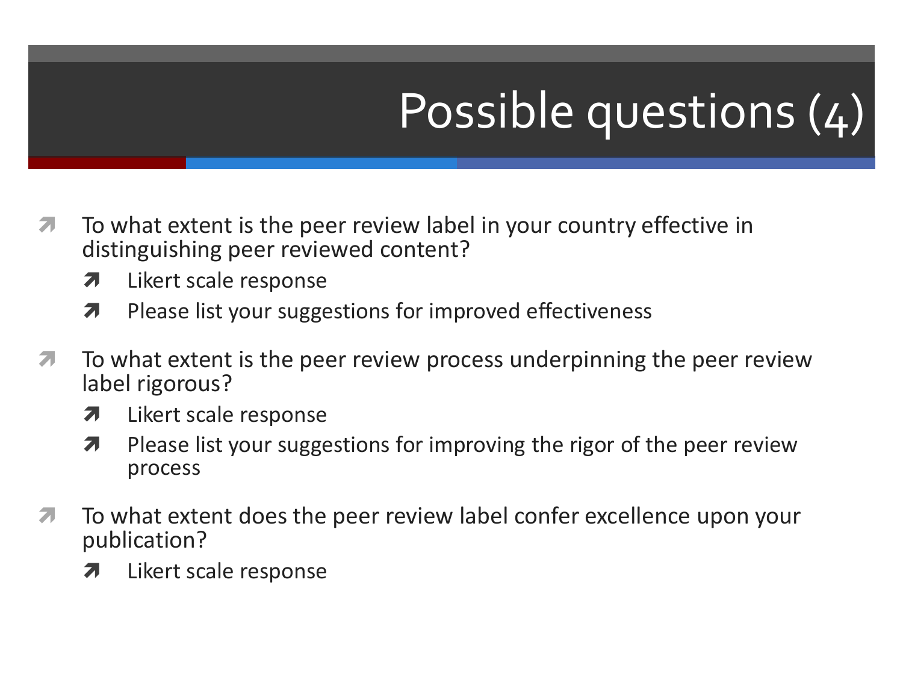# Possible questions (4)

- To what extent is the peer review label in your country effective in distinguishing peer reviewed content?
  - Likert scale response
  - Please list your suggestions for improved effectiveness
- To what extent is the peer review process underpinning the peer review label rigorous?
  - Likert scale response
  - Please list your suggestions for improving the rigor of the peer review process
- To what extent does the peer review label confer excellence upon your publication?
  - Likert scale response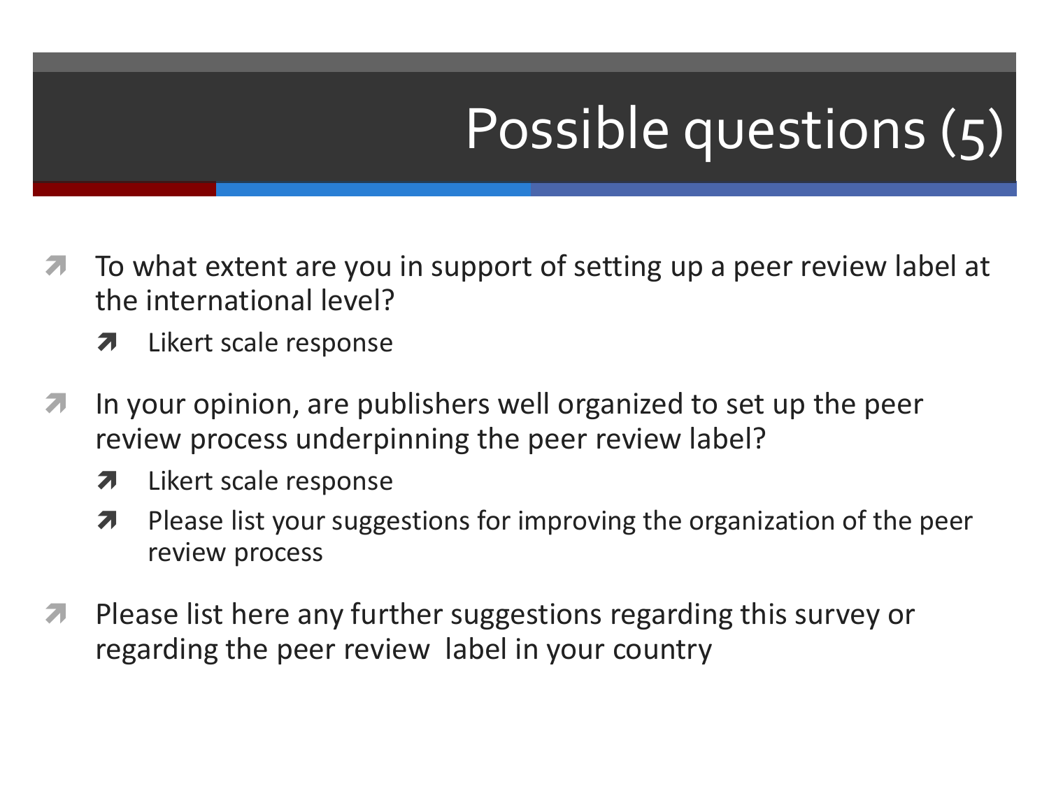# Possible questions (5)

- To what extent are you in support of setting up a peer review label at the international level?
  - Likert scale response
- In your opinion, are publishers well organized to set up the peer review process underpinning the peer review label?
  - Likert scale response
  - Please list your suggestions for improving the organization of the peer review process
- Please list here any further suggestions regarding this survey or regarding the peer review label in your country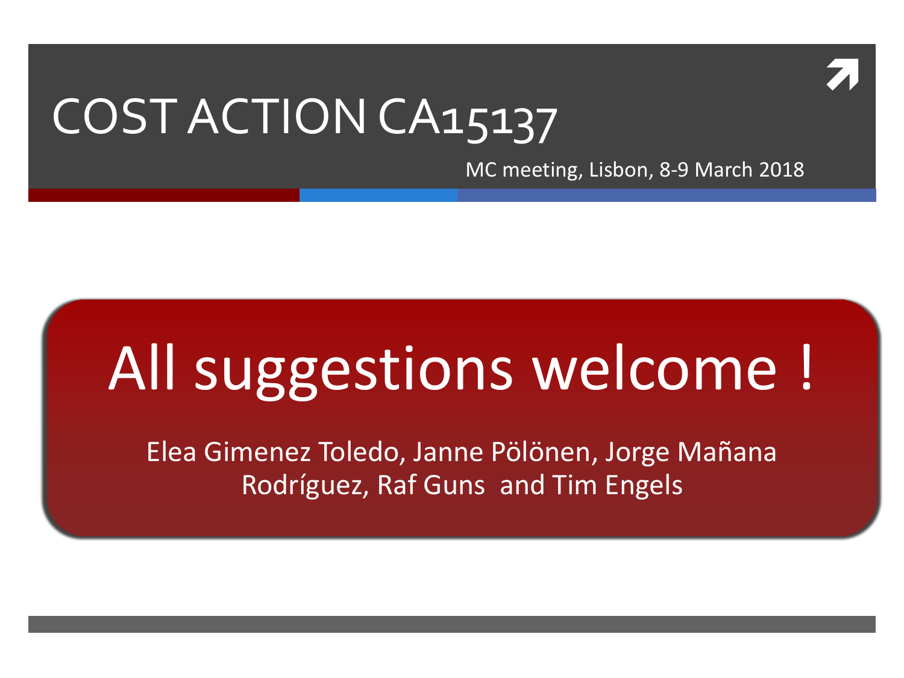# COST ACTION CA15137

MC meeting, Lisbon, 8-9 March 2018

## All suggestions welcome !

Elea Gimenez Toledo, Janne Pölönen, Jorge Mañana Rodríguez, Raf Guns and Tim Engels